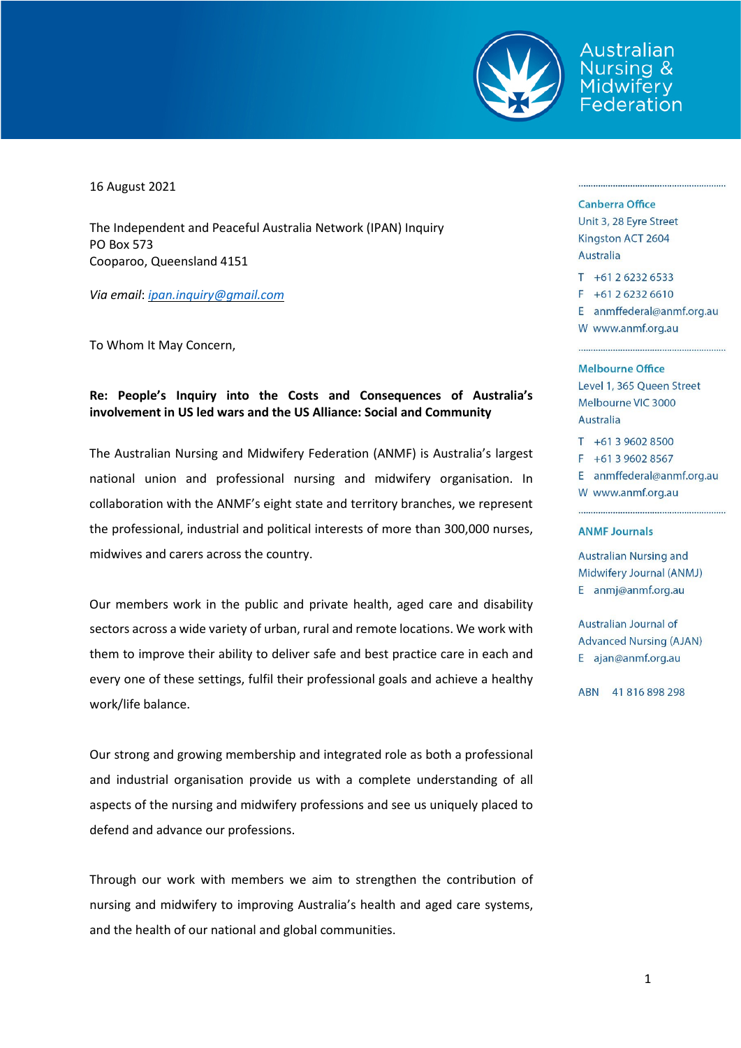Australian Nursing & Midwifery Federation

16 August 2021

The Independent and Peaceful Australia Network (IPAN) Inquiry
PO Box 573
Cooparoo, Queensland 4151

*Via email*: *ipan.inquiry@gmail.com*

To Whom It May Concern,

**Re: People's Inquiry into the Costs and Consequences of Australia's involvement in US led wars and the US Alliance: Social and Community**

The Australian Nursing and Midwifery Federation (ANMF) is Australia's largest national union and professional nursing and midwifery organisation. In collaboration with the ANMF's eight state and territory branches, we represent the professional, industrial and political interests of more than 300,000 nurses, midwives and carers across the country.

Our members work in the public and private health, aged care and disability sectors across a wide variety of urban, rural and remote locations. We work with them to improve their ability to deliver safe and best practice care in each and every one of these settings, fulfil their professional goals and achieve a healthy work/life balance.

Our strong and growing membership and integrated role as both a professional and industrial organisation provide us with a complete understanding of all aspects of the nursing and midwifery professions and see us uniquely placed to defend and advance our professions.

Through our work with members we aim to strengthen the contribution of nursing and midwifery to improving Australia's health and aged care systems, and the health of our national and global communities.

**Canberra Office**
Unit 3, 28 Eyre Street
Kingston ACT 2604
Australia

T +61 2 6232 6533
F +61 2 6232 6610
E anmffederal@anmf.org.au
W www.anmf.org.au

**Melbourne Office**
Level 1, 365 Queen Street
Melbourne VIC 3000
Australia

T +61 3 9602 8500
F +61 3 9602 8567
E anmffederal@anmf.org.au
W www.anmf.org.au

**ANMF Journals**

Australian Nursing and Midwifery Journal (ANMJ)
E anmj@anmf.org.au

Australian Journal of Advanced Nursing (AJAN)
E ajan@anmf.org.au

ABN 41 816 898 298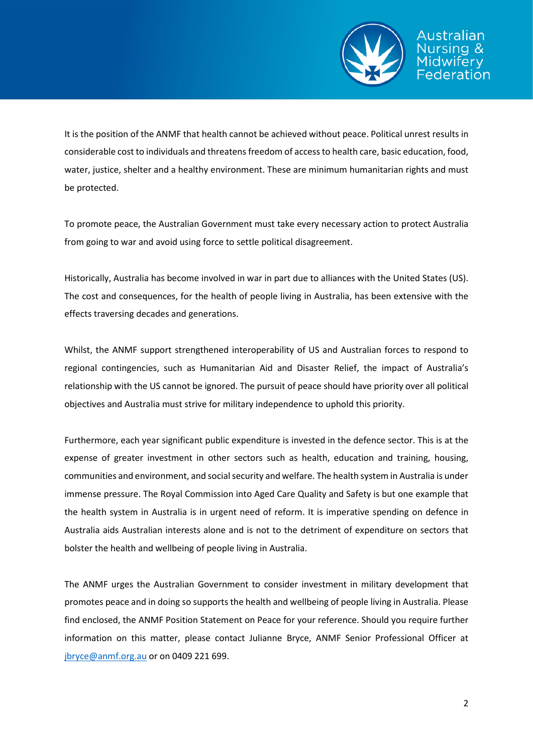It is the position of the ANMF that health cannot be achieved without peace. Political unrest results in considerable cost to individuals and threatens freedom of access to health care, basic education, food, water, justice, shelter and a healthy environment. These are minimum humanitarian rights and must be protected.

To promote peace, the Australian Government must take every necessary action to protect Australia from going to war and avoid using force to settle political disagreement.

Historically, Australia has become involved in war in part due to alliances with the United States (US). The cost and consequences, for the health of people living in Australia, has been extensive with the effects traversing decades and generations.

Whilst, the ANMF support strengthened interoperability of US and Australian forces to respond to regional contingencies, such as Humanitarian Aid and Disaster Relief, the impact of Australia's relationship with the US cannot be ignored. The pursuit of peace should have priority over all political objectives and Australia must strive for military independence to uphold this priority.

Furthermore, each year significant public expenditure is invested in the defence sector. This is at the expense of greater investment in other sectors such as health, education and training, housing, communities and environment, and social security and welfare. The health system in Australia is under immense pressure. The Royal Commission into Aged Care Quality and Safety is but one example that the health system in Australia is in urgent need of reform. It is imperative spending on defence in Australia aids Australian interests alone and is not to the detriment of expenditure on sectors that bolster the health and wellbeing of people living in Australia.

The ANMF urges the Australian Government to consider investment in military development that promotes peace and in doing so supports the health and wellbeing of people living in Australia. Please find enclosed, the ANMF Position Statement on Peace for your reference. Should you require further information on this matter, please contact Julianne Bryce, ANMF Senior Professional Officer at [jbryce@anmf.org.au](mailto:jbryce@anmf.org.au) or on 0409 221 699.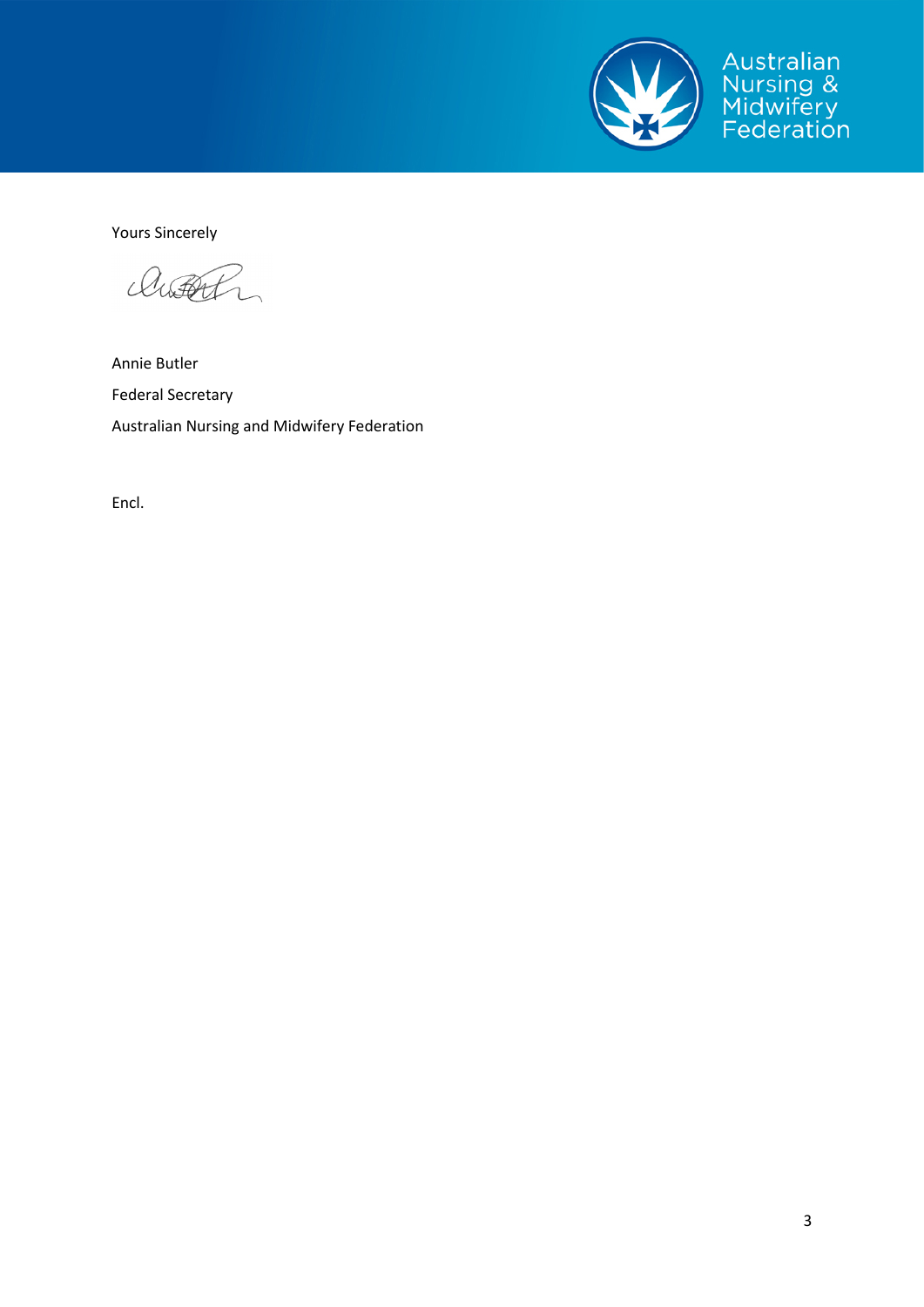Yours Sincerely

Annie Butler

Federal Secretary

Australian Nursing and Midwifery Federation

Encl.